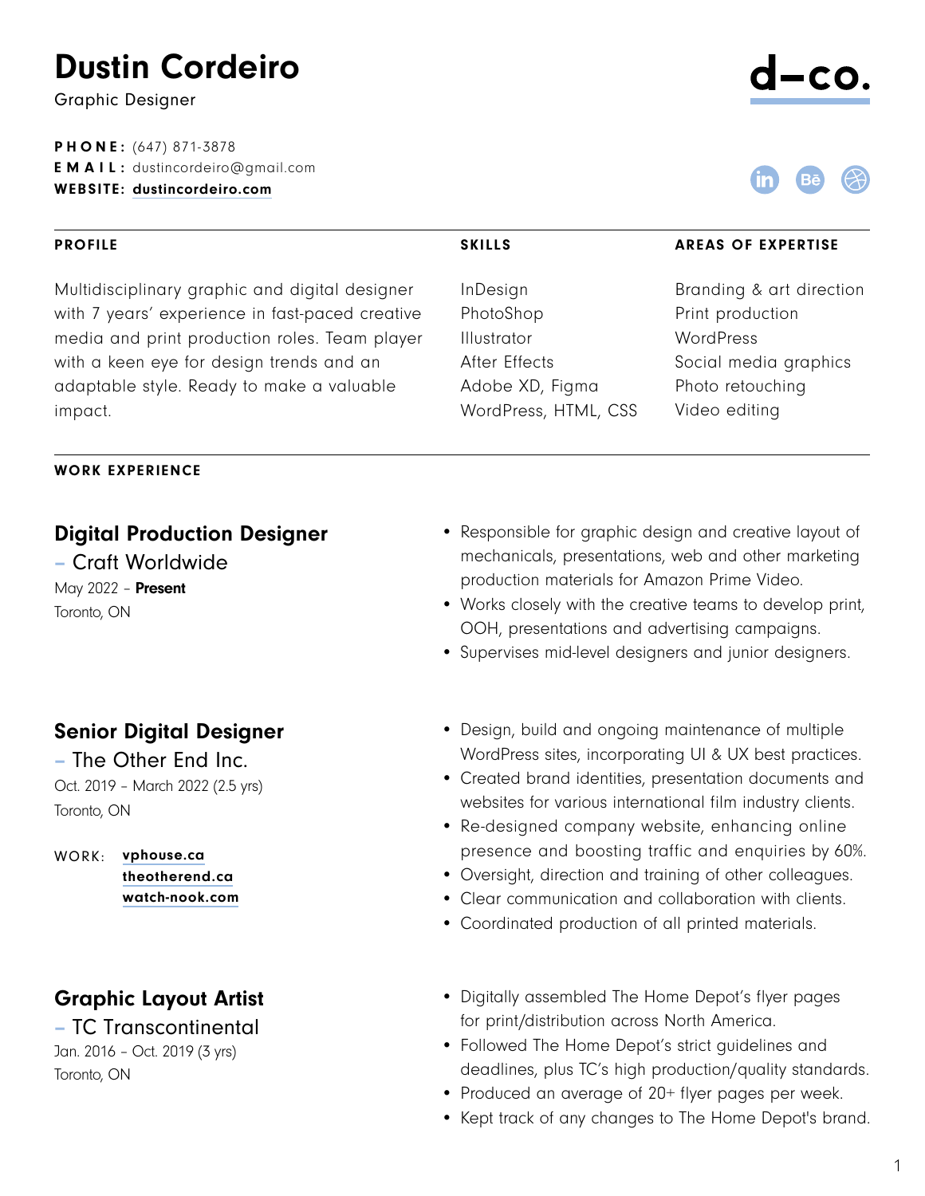# Dustin Cordeiro

Graphic Designer

d–co.

**PHONE:** (647) 871-3878
**EMAIL:** dustincordeiro@gmail.com
**WEBSITE:** **dustincordeiro.com**

## PROFILE

Multidisciplinary graphic and digital designer with 7 years' experience in fast-paced creative media and print production roles. Team player with a keen eye for design trends and an adaptable style. Ready to make a valuable impact.

## SKILLS

InDesign
PhotoShop
Illustrator
After Effects
Adobe XD, Figma
WordPress, HTML, CSS

## AREAS OF EXPERTISE

Branding & art direction
Print production
WordPress
Social media graphics
Photo retouching
Video editing

## WORK EXPERIENCE

### Digital Production Designer

– Craft Worldwide
May 2022 – **Present**
Toronto, ON

- Responsible for graphic design and creative layout of mechanicals, presentations, web and other marketing production materials for Amazon Prime Video.
- Works closely with the creative teams to develop print, OOH, presentations and advertising campaigns.
- Supervises mid-level designers and junior designers.

### Senior Digital Designer

– The Other End Inc.
Oct. 2019 – March 2022 (2.5 yrs)
Toronto, ON

WORK: **vphouse.ca**
**theotherend.ca**
**watch-nook.com**

- Design, build and ongoing maintenance of multiple WordPress sites, incorporating UI & UX best practices.
- Created brand identities, presentation documents and websites for various international film industry clients.
- Re-designed company website, enhancing online presence and boosting traffic and enquiries by 60%.
- Oversight, direction and training of other colleagues.
- Clear communication and collaboration with clients.
- Coordinated production of all printed materials.

### Graphic Layout Artist

– TC Transcontinental
Jan. 2016 – Oct. 2019 (3 yrs)
Toronto, ON

- Digitally assembled The Home Depot's flyer pages for print/distribution across North America.
- Followed The Home Depot's strict guidelines and deadlines, plus TC's high production/quality standards.
- Produced an average of 20+ flyer pages per week.
- Kept track of any changes to The Home Depot's brand.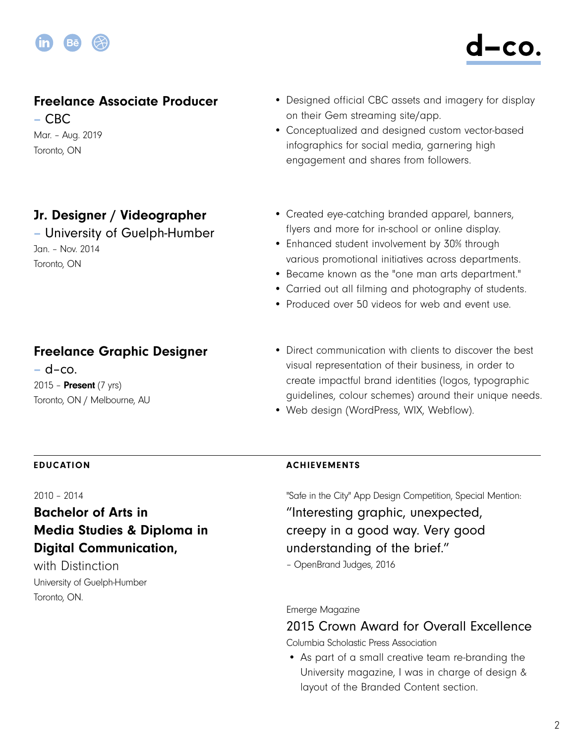d–co.

### Freelance Associate Producer
– CBC
Mar. – Aug. 2019
Toronto, ON

- Designed official CBC assets and imagery for display on their Gem streaming site/app.
- Conceptualized and designed custom vector-based infographics for social media, garnering high engagement and shares from followers.

### Jr. Designer / Videographer
– University of Guelph-Humber
Jan. – Nov. 2014
Toronto, ON

- Created eye-catching branded apparel, banners, flyers and more for in-school or online display.
- Enhanced student involvement by 30% through various promotional initiatives across departments.
- Became known as the "one man arts department."
- Carried out all filming and photography of students.
- Produced over 50 videos for web and event use.

### Freelance Graphic Designer
– d–co.
2015 – **Present** (7 yrs)
Toronto, ON / Melbourne, AU

- Direct communication with clients to discover the best visual representation of their business, in order to create impactful brand identities (logos, typographic guidelines, colour schemes) around their unique needs.
- Web design (WordPress, WIX, Webflow).

## EDUCATION

2010 – 2014

**Bachelor of Arts in Media Studies & Diploma in Digital Communication,**
with Distinction
University of Guelph-Humber
Toronto, ON.

## ACHIEVEMENTS

"Safe in the City" App Design Competition, Special Mention:

"Interesting graphic, unexpected, creepy in a good way. Very good understanding of the brief."

– OpenBrand Judges, 2016

Emerge Magazine

2015 Crown Award for Overall Excellence

Columbia Scholastic Press Association

- As part of a small creative team re-branding the University magazine, I was in charge of design & layout of the Branded Content section.